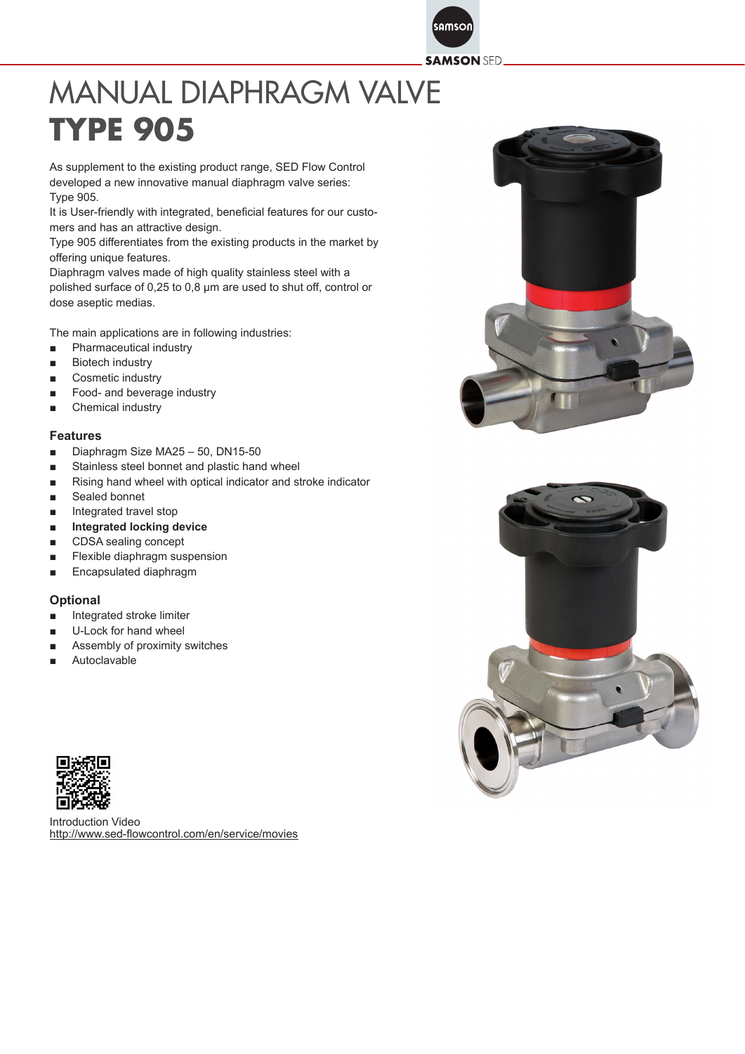# MANUAL DIAPHRAGM VALVE
# TYPE 905

As supplement to the existing product range, SED Flow Control developed a new innovative manual diaphragm valve series: Type 905.
It is User-friendly with integrated, beneficial features for our customers and has an attractive design.
Type 905 differentiates from the existing products in the market by offering unique features.
Diaphragm valves made of high quality stainless steel with a polished surface of 0,25 to 0,8 µm are used to shut off, control or dose aseptic medias.

The main applications are in following industries:

- Pharmaceutical industry
- Biotech industry
- Cosmetic industry
- Food- and beverage industry
- Chemical industry

## Features

- Diaphragm Size MA25 – 50, DN15-50
- Stainless steel bonnet and plastic hand wheel
- Rising hand wheel with optical indicator and stroke indicator
- Sealed bonnet
- Integrated travel stop
- **Integrated locking device**
- CDSA sealing concept
- Flexible diaphragm suspension
- Encapsulated diaphragm

## Optional

- Integrated stroke limiter
- U-Lock for hand wheel
- Assembly of proximity switches
- Autoclavable

Introduction Video
http://www.sed-flowcontrol.com/en/service/movies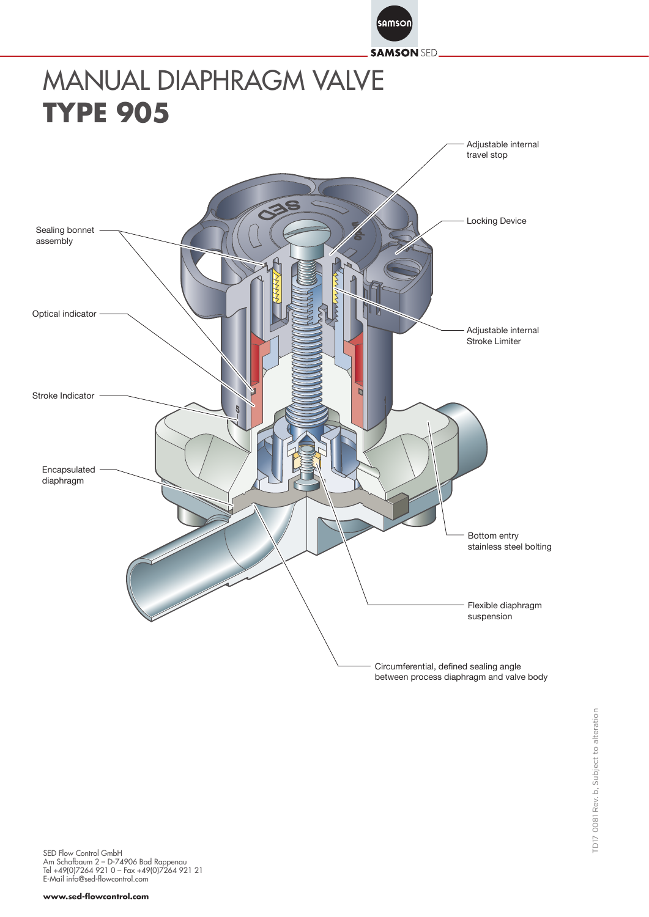# MANUAL DIAPHRAGM VALVE
# TYPE 905

Adjustable internal travel stop

Locking Device

Sealing bonnet assembly

Optical indicator

Adjustable internal Stroke Limiter

Stroke Indicator

Encapsulated diaphragm

Bottom entry stainless steel bolting

Flexible diaphragm suspension

Circumferential, defined sealing angle between process diaphragm and valve body

TD17 0081 Rev. b, Subject to alteration

SED Flow Control GmbH
Am Schafbaum 2 – D-74906 Bad Rappenau
Tel +49(0)7264 921 0 – Fax +49(0)7264 921 21
E-Mail info@sed-flowcontrol.com

**www.sed-flowcontrol.com**